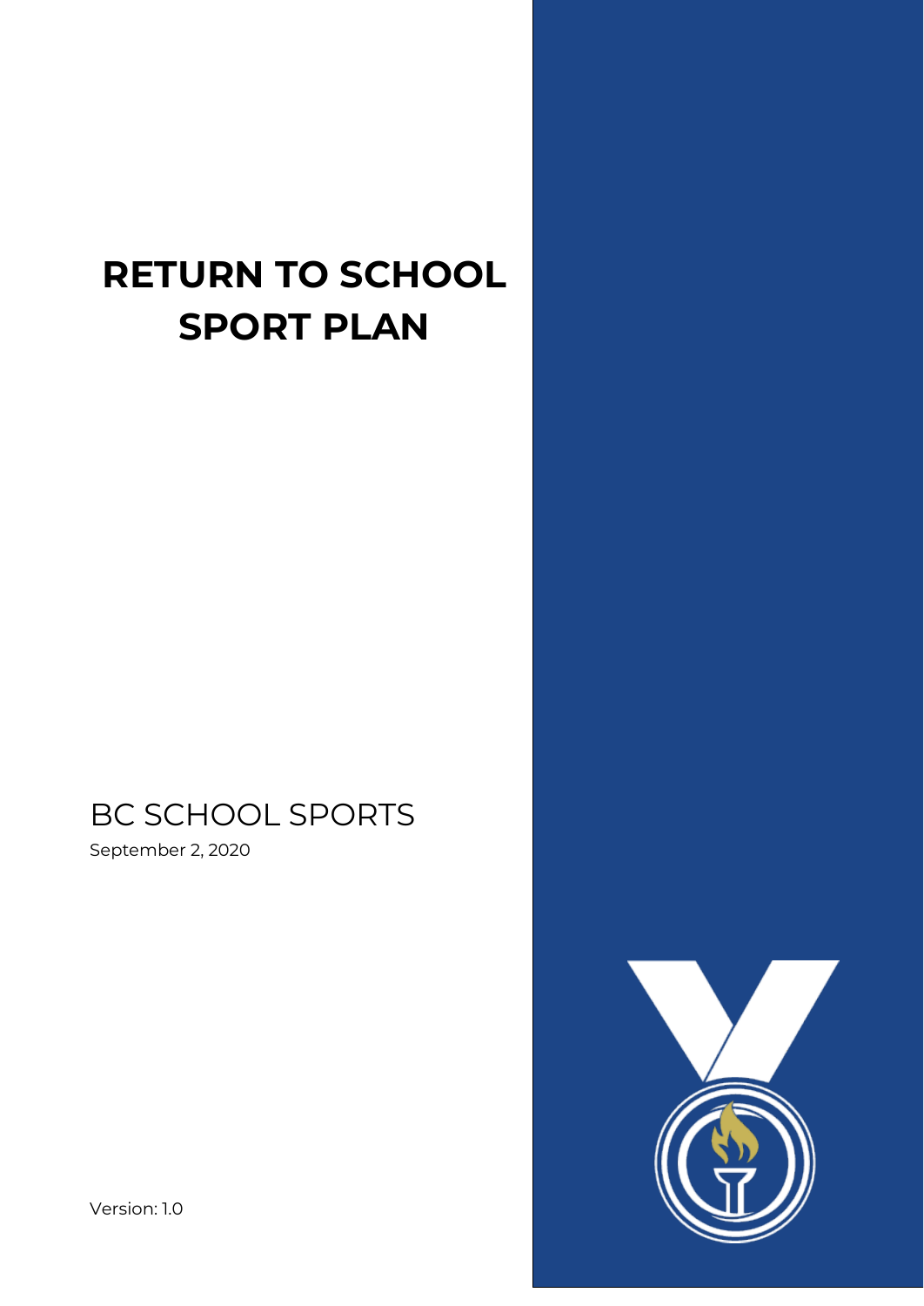# RETURN TO SCHOOL SPORT PLAN

BC SCHOOL SPORTS

September 2, 2020

Version: 1.0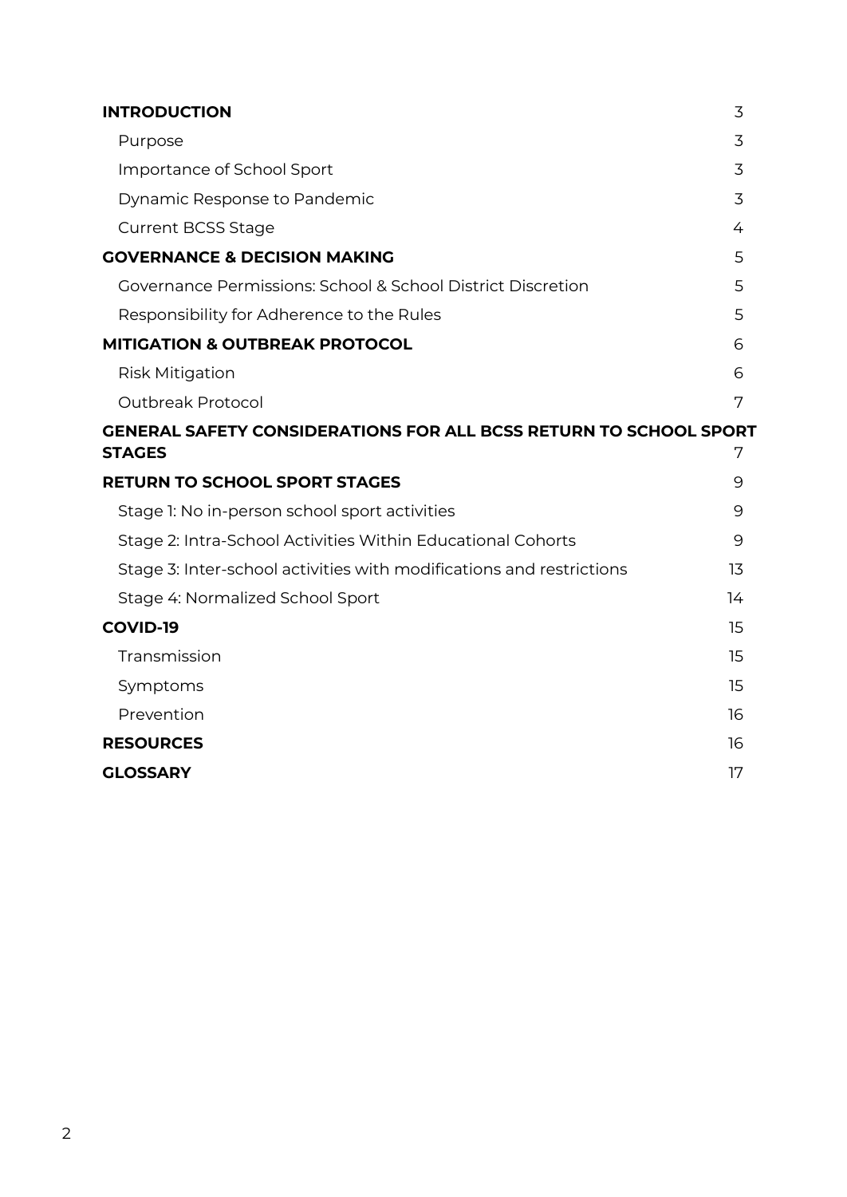| | |
|---|---|
| **INTRODUCTION** | 3 |
| Purpose | 3 |
| Importance of School Sport | 3 |
| Dynamic Response to Pandemic | 3 |
| Current BCSS Stage | 4 |
| **GOVERNANCE & DECISION MAKING** | 5 |
| Governance Permissions: School & School District Discretion | 5 |
| Responsibility for Adherence to the Rules | 5 |
| **MITIGATION & OUTBREAK PROTOCOL** | 6 |
| Risk Mitigation | 6 |
| Outbreak Protocol | 7 |
| **GENERAL SAFETY CONSIDERATIONS FOR ALL BCSS RETURN TO SCHOOL SPORT STAGES** | 7 |
| **RETURN TO SCHOOL SPORT STAGES** | 9 |
| Stage 1: No in-person school sport activities | 9 |
| Stage 2: Intra-School Activities Within Educational Cohorts | 9 |
| Stage 3: Inter-school activities with modifications and restrictions | 13 |
| Stage 4: Normalized School Sport | 14 |
| **COVID-19** | 15 |
| Transmission | 15 |
| Symptoms | 15 |
| Prevention | 16 |
| **RESOURCES** | 16 |
| **GLOSSARY** | 17 |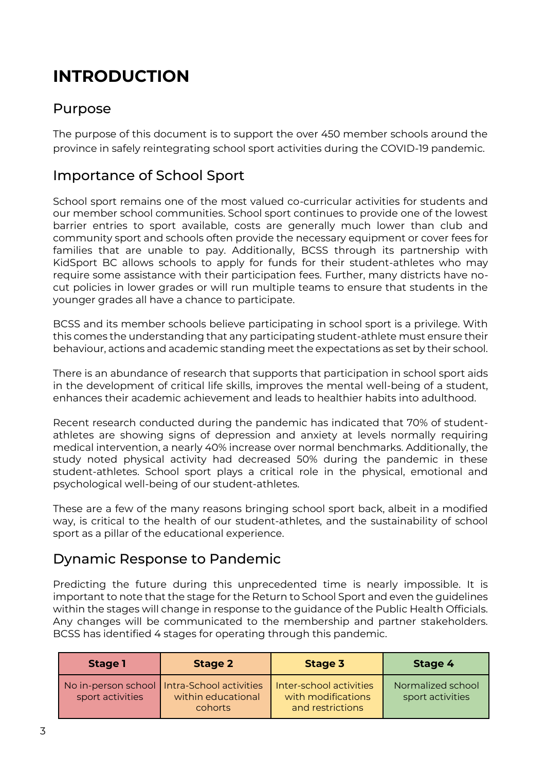# INTRODUCTION

## Purpose

The purpose of this document is to support the over 450 member schools around the province in safely reintegrating school sport activities during the COVID-19 pandemic.

## Importance of School Sport

School sport remains one of the most valued co-curricular activities for students and our member school communities. School sport continues to provide one of the lowest barrier entries to sport available, costs are generally much lower than club and community sport and schools often provide the necessary equipment or cover fees for families that are unable to pay. Additionally, BCSS through its partnership with KidSport BC allows schools to apply for funds for their student-athletes who may require some assistance with their participation fees. Further, many districts have no-cut policies in lower grades or will run multiple teams to ensure that students in the younger grades all have a chance to participate.

BCSS and its member schools believe participating in school sport is a privilege. With this comes the understanding that any participating student-athlete must ensure their behaviour, actions and academic standing meet the expectations as set by their school.

There is an abundance of research that supports that participation in school sport aids in the development of critical life skills, improves the mental well-being of a student, enhances their academic achievement and leads to healthier habits into adulthood.

Recent research conducted during the pandemic has indicated that 70% of student-athletes are showing signs of depression and anxiety at levels normally requiring medical intervention, a nearly 40% increase over normal benchmarks. Additionally, the study noted physical activity had decreased 50% during the pandemic in these student-athletes. School sport plays a critical role in the physical, emotional and psychological well-being of our student-athletes.

These are a few of the many reasons bringing school sport back, albeit in a modified way, is critical to the health of our student-athletes, and the sustainability of school sport as a pillar of the educational experience.

## Dynamic Response to Pandemic

Predicting the future during this unprecedented time is nearly impossible. It is important to note that the stage for the Return to School Sport and even the guidelines within the stages will change in response to the guidance of the Public Health Officials. Any changes will be communicated to the membership and partner stakeholders. BCSS has identified 4 stages for operating through this pandemic.

| Stage 1 | Stage 2 | Stage 3 | Stage 4 |
|---|---|---|---|
| No in-person school sport activities | Intra-School activities within educational cohorts | Inter-school activities with modifications and restrictions | Normalized school sport activities |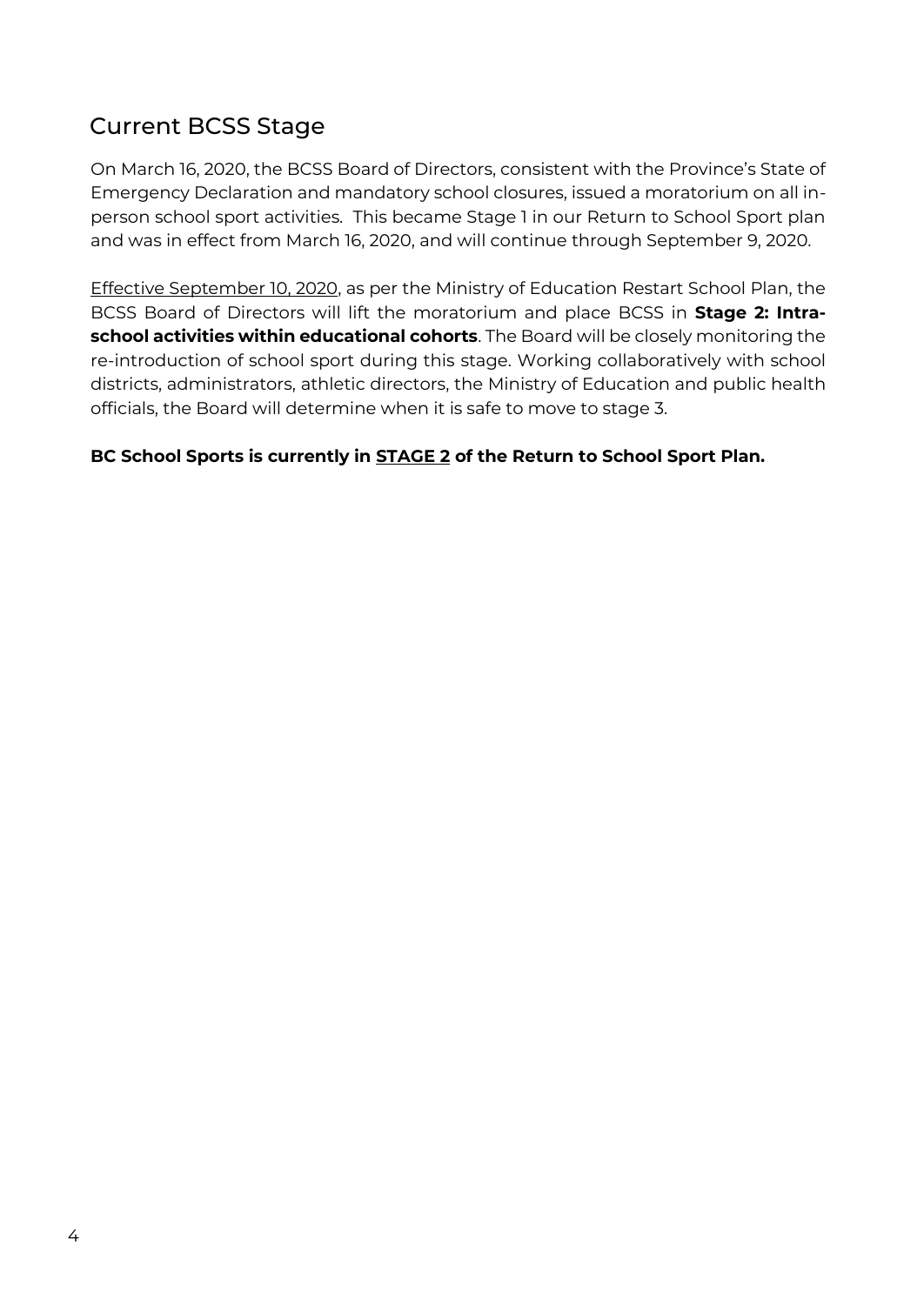## Current BCSS Stage

On March 16, 2020, the BCSS Board of Directors, consistent with the Province's State of Emergency Declaration and mandatory school closures, issued a moratorium on all in-person school sport activities. This became Stage 1 in our Return to School Sport plan and was in effect from March 16, 2020, and will continue through September 9, 2020.

<u>Effective September 10, 2020</u>, as per the Ministry of Education Restart School Plan, the BCSS Board of Directors will lift the moratorium and place BCSS in **Stage 2: Intra-school activities within educational cohorts**. The Board will be closely monitoring the re-introduction of school sport during this stage. Working collaboratively with school districts, administrators, athletic directors, the Ministry of Education and public health officials, the Board will determine when it is safe to move to stage 3.

**BC School Sports is currently in <u>STAGE 2</u> of the Return to School Sport Plan.**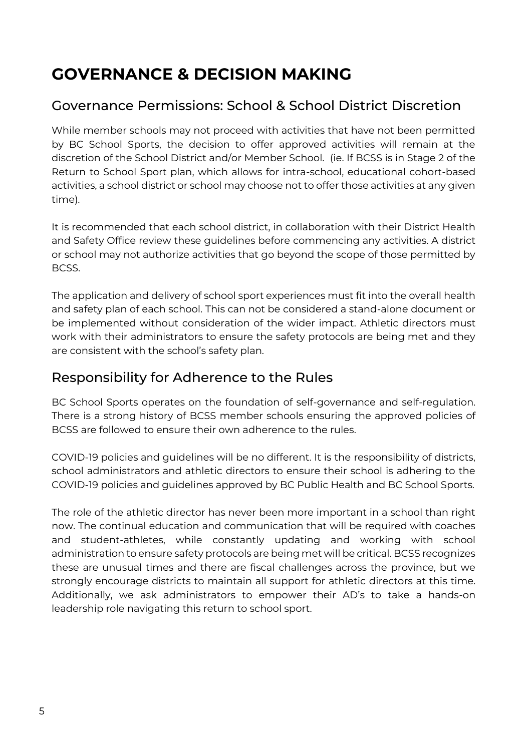# GOVERNANCE & DECISION MAKING

## Governance Permissions: School & School District Discretion

While member schools may not proceed with activities that have not been permitted by BC School Sports, the decision to offer approved activities will remain at the discretion of the School District and/or Member School. (ie. If BCSS is in Stage 2 of the Return to School Sport plan, which allows for intra-school, educational cohort-based activities, a school district or school may choose not to offer those activities at any given time).

It is recommended that each school district, in collaboration with their District Health and Safety Office review these guidelines before commencing any activities. A district or school may not authorize activities that go beyond the scope of those permitted by BCSS.

The application and delivery of school sport experiences must fit into the overall health and safety plan of each school. This can not be considered a stand-alone document or be implemented without consideration of the wider impact. Athletic directors must work with their administrators to ensure the safety protocols are being met and they are consistent with the school's safety plan.

## Responsibility for Adherence to the Rules

BC School Sports operates on the foundation of self-governance and self-regulation. There is a strong history of BCSS member schools ensuring the approved policies of BCSS are followed to ensure their own adherence to the rules.

COVID-19 policies and guidelines will be no different. It is the responsibility of districts, school administrators and athletic directors to ensure their school is adhering to the COVID-19 policies and guidelines approved by BC Public Health and BC School Sports.

The role of the athletic director has never been more important in a school than right now. The continual education and communication that will be required with coaches and student-athletes, while constantly updating and working with school administration to ensure safety protocols are being met will be critical. BCSS recognizes these are unusual times and there are fiscal challenges across the province, but we strongly encourage districts to maintain all support for athletic directors at this time. Additionally, we ask administrators to empower their AD's to take a hands-on leadership role navigating this return to school sport.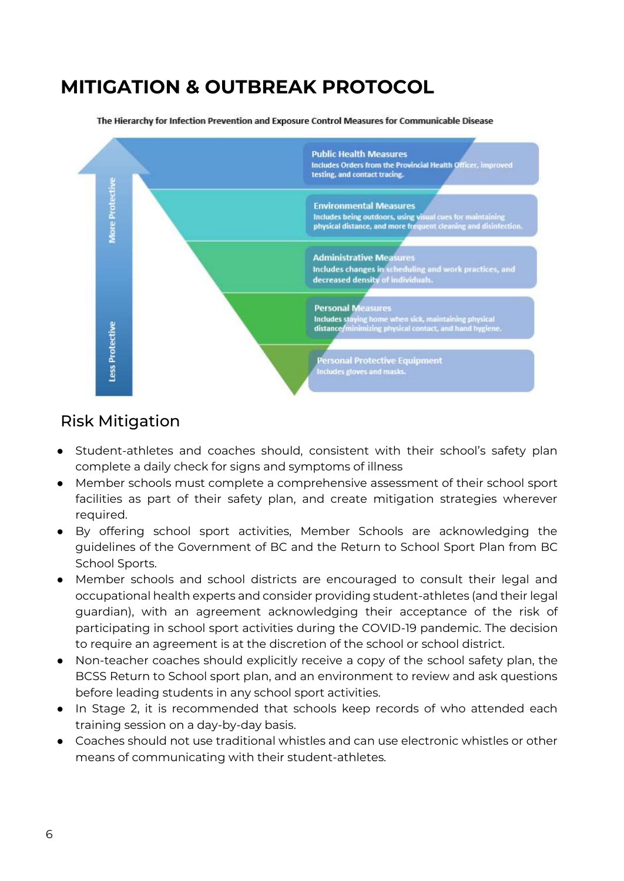# MITIGATION & OUTBREAK PROTOCOL

The Hierarchy for Infection Prevention and Exposure Control Measures for Communicable Disease

More Protective

**Public Health Measures**
Includes Orders from the Provincial Health Officer, improved testing, and contact tracing.

**Environmental Measures**
Includes being outdoors, using visual cues for maintaining physical distance, and more frequent cleaning and disinfection.

**Administrative Measures**
Includes changes in scheduling and work practices, and decreased density of individuals.

**Personal Measures**
Includes staying home when sick, maintaining physical distance/minimizing physical contact, and hand hygiene.

**Personal Protective Equipment**
Includes gloves and masks.

Less Protective

## Risk Mitigation

- Student-athletes and coaches should, consistent with their school's safety plan complete a daily check for signs and symptoms of illness
- Member schools must complete a comprehensive assessment of their school sport facilities as part of their safety plan, and create mitigation strategies wherever required.
- By offering school sport activities, Member Schools are acknowledging the guidelines of the Government of BC and the Return to School Sport Plan from BC School Sports.
- Member schools and school districts are encouraged to consult their legal and occupational health experts and consider providing student-athletes (and their legal guardian), with an agreement acknowledging their acceptance of the risk of participating in school sport activities during the COVID-19 pandemic. The decision to require an agreement is at the discretion of the school or school district.
- Non-teacher coaches should explicitly receive a copy of the school safety plan, the BCSS Return to School sport plan, and an environment to review and ask questions before leading students in any school sport activities.
- In Stage 2, it is recommended that schools keep records of who attended each training session on a day-by-day basis.
- Coaches should not use traditional whistles and can use electronic whistles or other means of communicating with their student-athletes.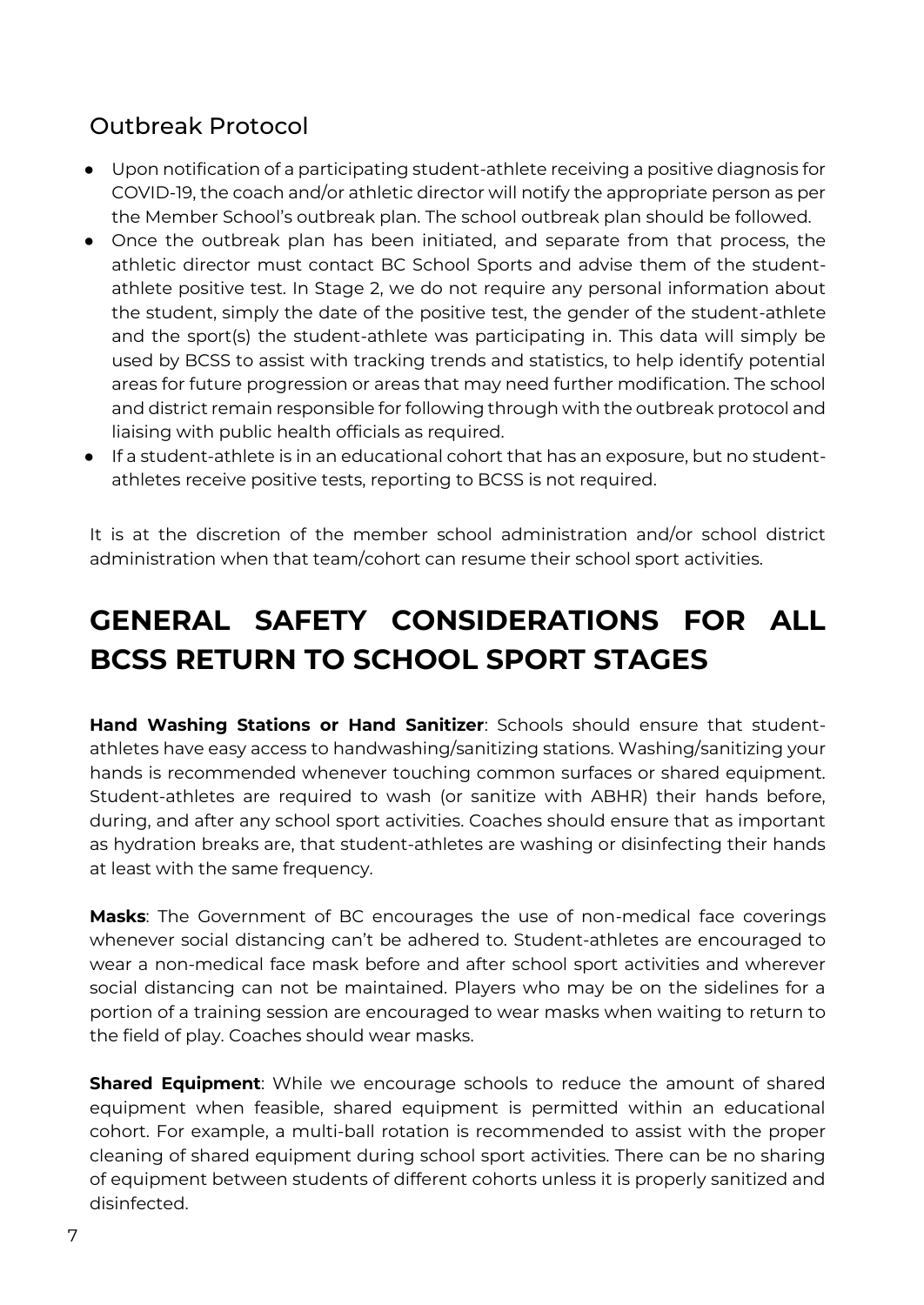## Outbreak Protocol

- Upon notification of a participating student-athlete receiving a positive diagnosis for COVID-19, the coach and/or athletic director will notify the appropriate person as per the Member School's outbreak plan. The school outbreak plan should be followed.
- Once the outbreak plan has been initiated, and separate from that process, the athletic director must contact BC School Sports and advise them of the student-athlete positive test. In Stage 2, we do not require any personal information about the student, simply the date of the positive test, the gender of the student-athlete and the sport(s) the student-athlete was participating in. This data will simply be used by BCSS to assist with tracking trends and statistics, to help identify potential areas for future progression or areas that may need further modification. The school and district remain responsible for following through with the outbreak protocol and liaising with public health officials as required.
- If a student-athlete is in an educational cohort that has an exposure, but no student-athletes receive positive tests, reporting to BCSS is not required.

It is at the discretion of the member school administration and/or school district administration when that team/cohort can resume their school sport activities.

# GENERAL SAFETY CONSIDERATIONS FOR ALL BCSS RETURN TO SCHOOL SPORT STAGES

**Hand Washing Stations or Hand Sanitizer**: Schools should ensure that student-athletes have easy access to handwashing/sanitizing stations. Washing/sanitizing your hands is recommended whenever touching common surfaces or shared equipment. Student-athletes are required to wash (or sanitize with ABHR) their hands before, during, and after any school sport activities. Coaches should ensure that as important as hydration breaks are, that student-athletes are washing or disinfecting their hands at least with the same frequency.

**Masks**: The Government of BC encourages the use of non-medical face coverings whenever social distancing can't be adhered to. Student-athletes are encouraged to wear a non-medical face mask before and after school sport activities and wherever social distancing can not be maintained. Players who may be on the sidelines for a portion of a training session are encouraged to wear masks when waiting to return to the field of play. Coaches should wear masks.

**Shared Equipment**: While we encourage schools to reduce the amount of shared equipment when feasible, shared equipment is permitted within an educational cohort. For example, a multi-ball rotation is recommended to assist with the proper cleaning of shared equipment during school sport activities. There can be no sharing of equipment between students of different cohorts unless it is properly sanitized and disinfected.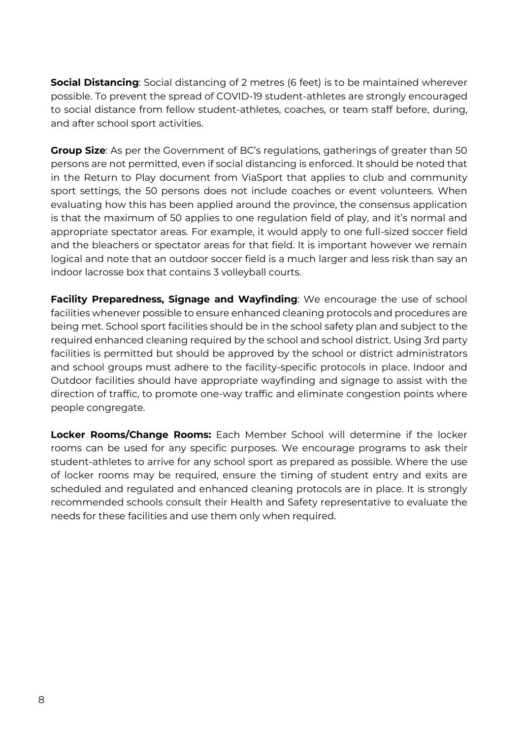**Social Distancing**: Social distancing of 2 metres (6 feet) is to be maintained wherever possible. To prevent the spread of COVID-19 student-athletes are strongly encouraged to social distance from fellow student-athletes, coaches, or team staff before, during, and after school sport activities.

**Group Size**: As per the Government of BC's regulations, gatherings of greater than 50 persons are not permitted, even if social distancing is enforced. It should be noted that in the Return to Play document from ViaSport that applies to club and community sport settings, the 50 persons does not include coaches or event volunteers. When evaluating how this has been applied around the province, the consensus application is that the maximum of 50 applies to one regulation field of play, and it's normal and appropriate spectator areas. For example, it would apply to one full-sized soccer field and the bleachers or spectator areas for that field. It is important however we remain logical and note that an outdoor soccer field is a much larger and less risk than say an indoor lacrosse box that contains 3 volleyball courts.

**Facility Preparedness, Signage and Wayfinding**: We encourage the use of school facilities whenever possible to ensure enhanced cleaning protocols and procedures are being met. School sport facilities should be in the school safety plan and subject to the required enhanced cleaning required by the school and school district. Using 3rd party facilities is permitted but should be approved by the school or district administrators and school groups must adhere to the facility-specific protocols in place. Indoor and Outdoor facilities should have appropriate wayfinding and signage to assist with the direction of traffic, to promote one-way traffic and eliminate congestion points where people congregate.

**Locker Rooms/Change Rooms:** Each Member School will determine if the locker rooms can be used for any specific purposes. We encourage programs to ask their student-athletes to arrive for any school sport as prepared as possible. Where the use of locker rooms may be required, ensure the timing of student entry and exits are scheduled and regulated and enhanced cleaning protocols are in place. It is strongly recommended schools consult their Health and Safety representative to evaluate the needs for these facilities and use them only when required.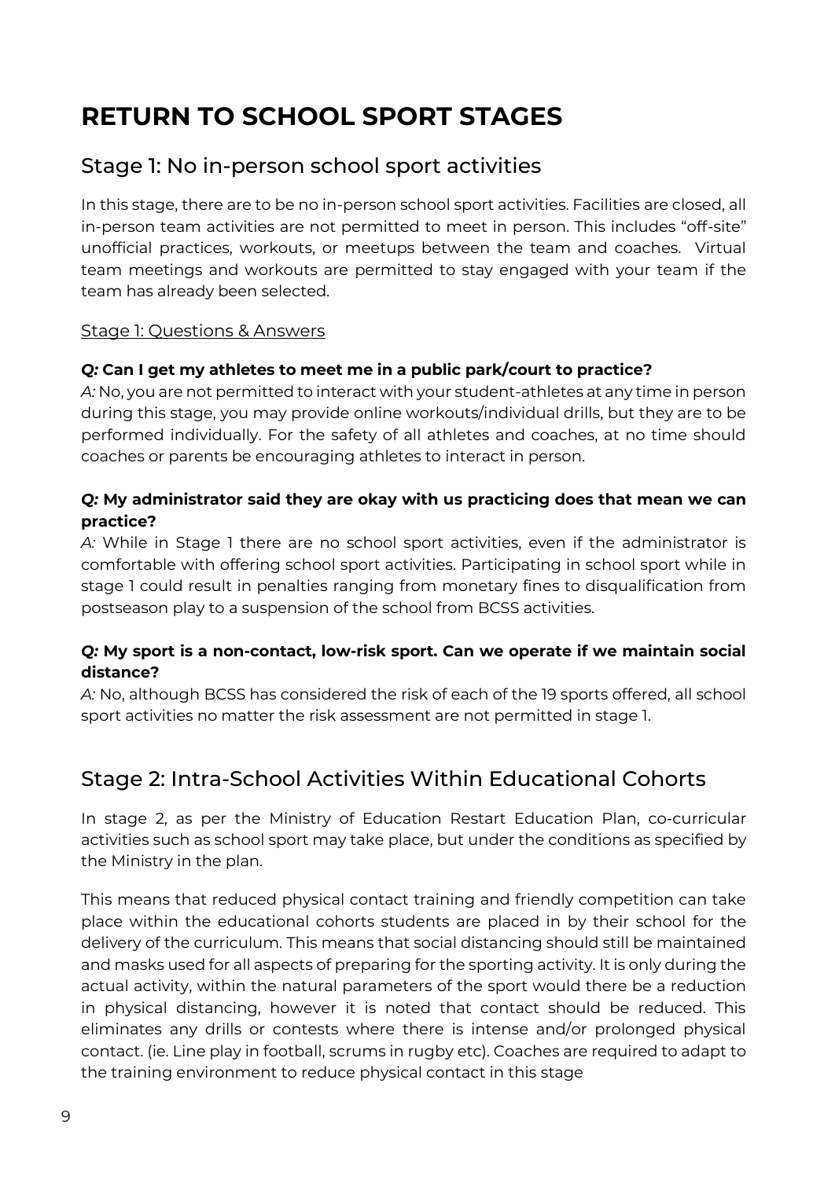# RETURN TO SCHOOL SPORT STAGES

## Stage 1: No in-person school sport activities

In this stage, there are to be no in-person school sport activities. Facilities are closed, all in-person team activities are not permitted to meet in person. This includes "off-site" unofficial practices, workouts, or meetups between the team and coaches. Virtual team meetings and workouts are permitted to stay engaged with your team if the team has already been selected.

<u>Stage 1: Questions & Answers</u>

***Q:* Can I get my athletes to meet me in a public park/court to practice?**
*A:* No, you are not permitted to interact with your student-athletes at any time in person during this stage, you may provide online workouts/individual drills, but they are to be performed individually. For the safety of all athletes and coaches, at no time should coaches or parents be encouraging athletes to interact in person.

***Q:* My administrator said they are okay with us practicing does that mean we can practice?**
*A:* While in Stage 1 there are no school sport activities, even if the administrator is comfortable with offering school sport activities. Participating in school sport while in stage 1 could result in penalties ranging from monetary fines to disqualification from postseason play to a suspension of the school from BCSS activities.

***Q:* My sport is a non-contact, low-risk sport. Can we operate if we maintain social distance?**
*A:* No, although BCSS has considered the risk of each of the 19 sports offered, all school sport activities no matter the risk assessment are not permitted in stage 1.

## Stage 2: Intra-School Activities Within Educational Cohorts

In stage 2, as per the Ministry of Education Restart Education Plan, co-curricular activities such as school sport may take place, but under the conditions as specified by the Ministry in the plan.

This means that reduced physical contact training and friendly competition can take place within the educational cohorts students are placed in by their school for the delivery of the curriculum. This means that social distancing should still be maintained and masks used for all aspects of preparing for the sporting activity. It is only during the actual activity, within the natural parameters of the sport would there be a reduction in physical distancing, however it is noted that contact should be reduced. This eliminates any drills or contests where there is intense and/or prolonged physical contact. (ie. Line play in football, scrums in rugby etc). Coaches are required to adapt to the training environment to reduce physical contact in this stage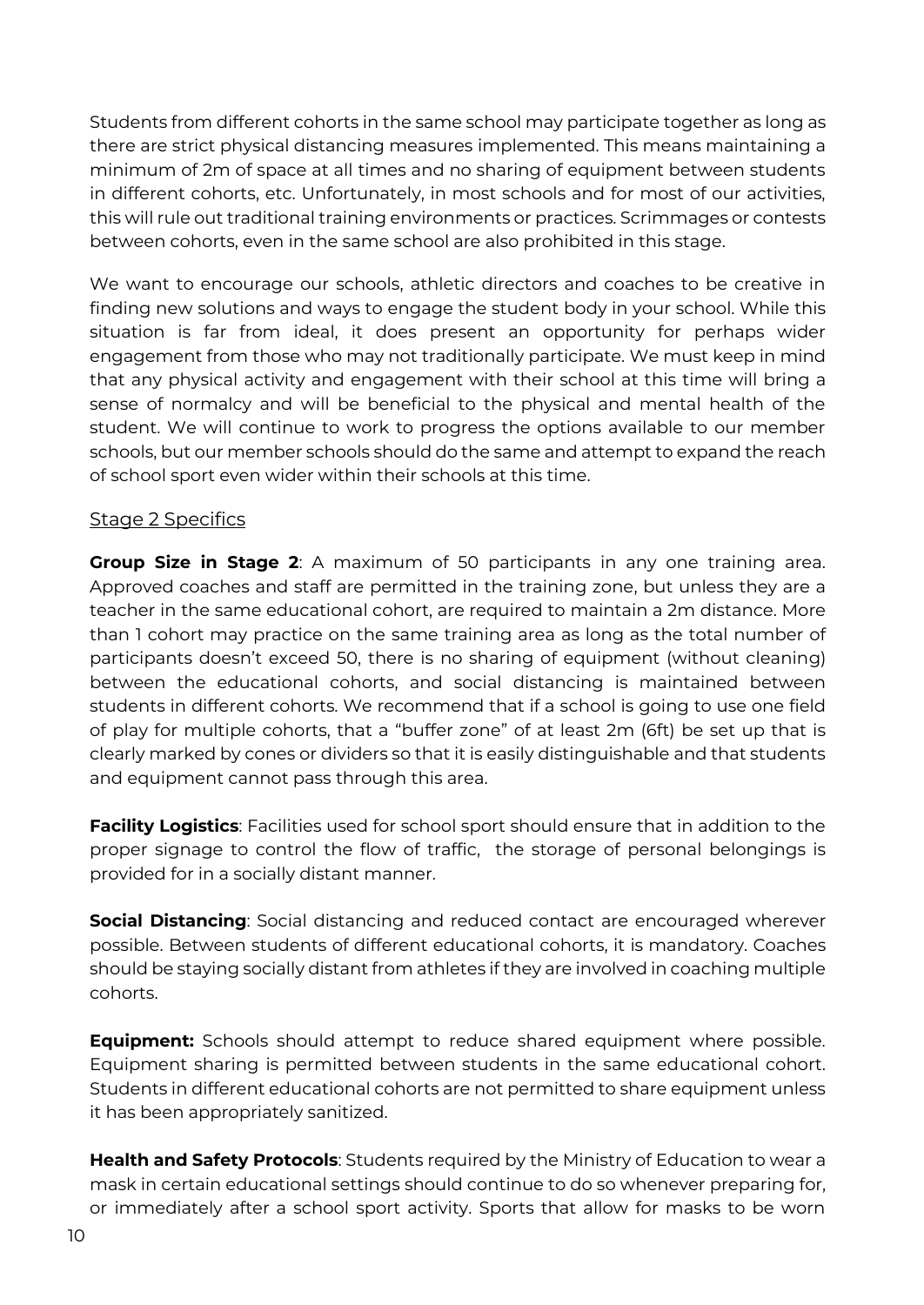Students from different cohorts in the same school may participate together as long as there are strict physical distancing measures implemented. This means maintaining a minimum of 2m of space at all times and no sharing of equipment between students in different cohorts, etc. Unfortunately, in most schools and for most of our activities, this will rule out traditional training environments or practices. Scrimmages or contests between cohorts, even in the same school are also prohibited in this stage.

We want to encourage our schools, athletic directors and coaches to be creative in finding new solutions and ways to engage the student body in your school. While this situation is far from ideal, it does present an opportunity for perhaps wider engagement from those who may not traditionally participate. We must keep in mind that any physical activity and engagement with their school at this time will bring a sense of normalcy and will be beneficial to the physical and mental health of the student. We will continue to work to progress the options available to our member schools, but our member schools should do the same and attempt to expand the reach of school sport even wider within their schools at this time.

## Stage 2 Specifics

**Group Size in Stage 2**: A maximum of 50 participants in any one training area. Approved coaches and staff are permitted in the training zone, but unless they are a teacher in the same educational cohort, are required to maintain a 2m distance. More than 1 cohort may practice on the same training area as long as the total number of participants doesn't exceed 50, there is no sharing of equipment (without cleaning) between the educational cohorts, and social distancing is maintained between students in different cohorts. We recommend that if a school is going to use one field of play for multiple cohorts, that a "buffer zone" of at least 2m (6ft) be set up that is clearly marked by cones or dividers so that it is easily distinguishable and that students and equipment cannot pass through this area.

**Facility Logistics**: Facilities used for school sport should ensure that in addition to the proper signage to control the flow of traffic, the storage of personal belongings is provided for in a socially distant manner.

**Social Distancing**: Social distancing and reduced contact are encouraged wherever possible. Between students of different educational cohorts, it is mandatory. Coaches should be staying socially distant from athletes if they are involved in coaching multiple cohorts.

**Equipment:** Schools should attempt to reduce shared equipment where possible. Equipment sharing is permitted between students in the same educational cohort. Students in different educational cohorts are not permitted to share equipment unless it has been appropriately sanitized.

**Health and Safety Protocols**: Students required by the Ministry of Education to wear a mask in certain educational settings should continue to do so whenever preparing for, or immediately after a school sport activity. Sports that allow for masks to be worn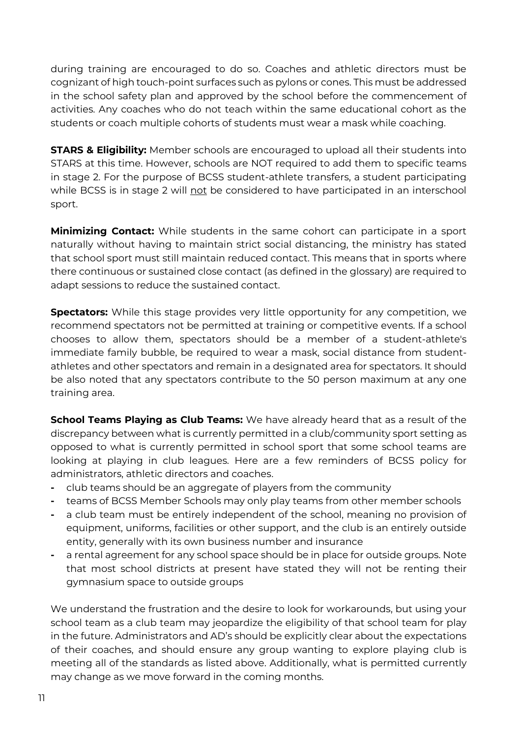during training are encouraged to do so. Coaches and athletic directors must be cognizant of high touch-point surfaces such as pylons or cones. This must be addressed in the school safety plan and approved by the school before the commencement of activities. Any coaches who do not teach within the same educational cohort as the students or coach multiple cohorts of students must wear a mask while coaching.

**STARS & Eligibility:** Member schools are encouraged to upload all their students into STARS at this time. However, schools are NOT required to add them to specific teams in stage 2. For the purpose of BCSS student-athlete transfers, a student participating while BCSS is in stage 2 will <u>not</u> be considered to have participated in an interschool sport.

**Minimizing Contact:** While students in the same cohort can participate in a sport naturally without having to maintain strict social distancing, the ministry has stated that school sport must still maintain reduced contact. This means that in sports where there continuous or sustained close contact (as defined in the glossary) are required to adapt sessions to reduce the sustained contact.

**Spectators:** While this stage provides very little opportunity for any competition, we recommend spectators not be permitted at training or competitive events. If a school chooses to allow them, spectators should be a member of a student-athlete's immediate family bubble, be required to wear a mask, social distance from student-athletes and other spectators and remain in a designated area for spectators. It should be also noted that any spectators contribute to the 50 person maximum at any one training area.

**School Teams Playing as Club Teams:** We have already heard that as a result of the discrepancy between what is currently permitted in a club/community sport setting as opposed to what is currently permitted in school sport that some school teams are looking at playing in club leagues. Here are a few reminders of BCSS policy for administrators, athletic directors and coaches.

- club teams should be an aggregate of players from the community
- teams of BCSS Member Schools may only play teams from other member schools
- a club team must be entirely independent of the school, meaning no provision of equipment, uniforms, facilities or other support, and the club is an entirely outside entity, generally with its own business number and insurance
- a rental agreement for any school space should be in place for outside groups. Note that most school districts at present have stated they will not be renting their gymnasium space to outside groups

We understand the frustration and the desire to look for workarounds, but using your school team as a club team may jeopardize the eligibility of that school team for play in the future. Administrators and AD's should be explicitly clear about the expectations of their coaches, and should ensure any group wanting to explore playing club is meeting all of the standards as listed above. Additionally, what is permitted currently may change as we move forward in the coming months.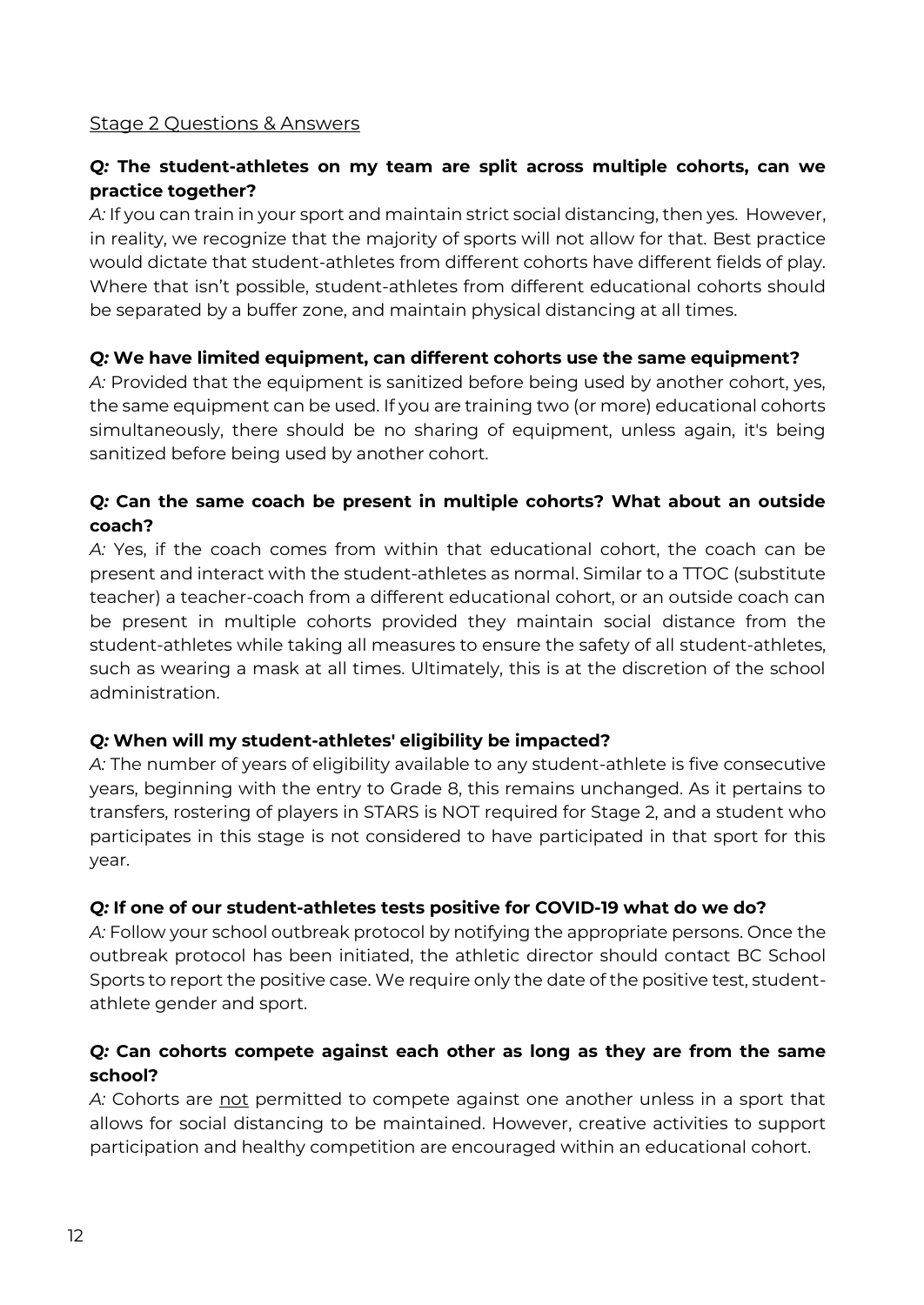## Stage 2 Questions & Answers

***Q:*** **The student-athletes on my team are split across multiple cohorts, can we practice together?**

*A:* If you can train in your sport and maintain strict social distancing, then yes. However, in reality, we recognize that the majority of sports will not allow for that. Best practice would dictate that student-athletes from different cohorts have different fields of play. Where that isn't possible, student-athletes from different educational cohorts should be separated by a buffer zone, and maintain physical distancing at all times.

***Q:*** **We have limited equipment, can different cohorts use the same equipment?**

*A:* Provided that the equipment is sanitized before being used by another cohort, yes, the same equipment can be used. If you are training two (or more) educational cohorts simultaneously, there should be no sharing of equipment, unless again, it's being sanitized before being used by another cohort.

***Q:*** **Can the same coach be present in multiple cohorts? What about an outside coach?**

*A:* Yes, if the coach comes from within that educational cohort, the coach can be present and interact with the student-athletes as normal. Similar to a TTOC (substitute teacher) a teacher-coach from a different educational cohort, or an outside coach can be present in multiple cohorts provided they maintain social distance from the student-athletes while taking all measures to ensure the safety of all student-athletes, such as wearing a mask at all times. Ultimately, this is at the discretion of the school administration.

***Q:*** **When will my student-athletes' eligibility be impacted?**

*A:* The number of years of eligibility available to any student-athlete is five consecutive years, beginning with the entry to Grade 8, this remains unchanged. As it pertains to transfers, rostering of players in STARS is NOT required for Stage 2, and a student who participates in this stage is not considered to have participated in that sport for this year.

***Q:*** **If one of our student-athletes tests positive for COVID-19 what do we do?**

*A:* Follow your school outbreak protocol by notifying the appropriate persons. Once the outbreak protocol has been initiated, the athletic director should contact BC School Sports to report the positive case. We require only the date of the positive test, student-athlete gender and sport.

***Q:*** **Can cohorts compete against each other as long as they are from the same school?**

*A:* Cohorts are <u>not</u> permitted to compete against one another unless in a sport that allows for social distancing to be maintained. However, creative activities to support participation and healthy competition are encouraged within an educational cohort.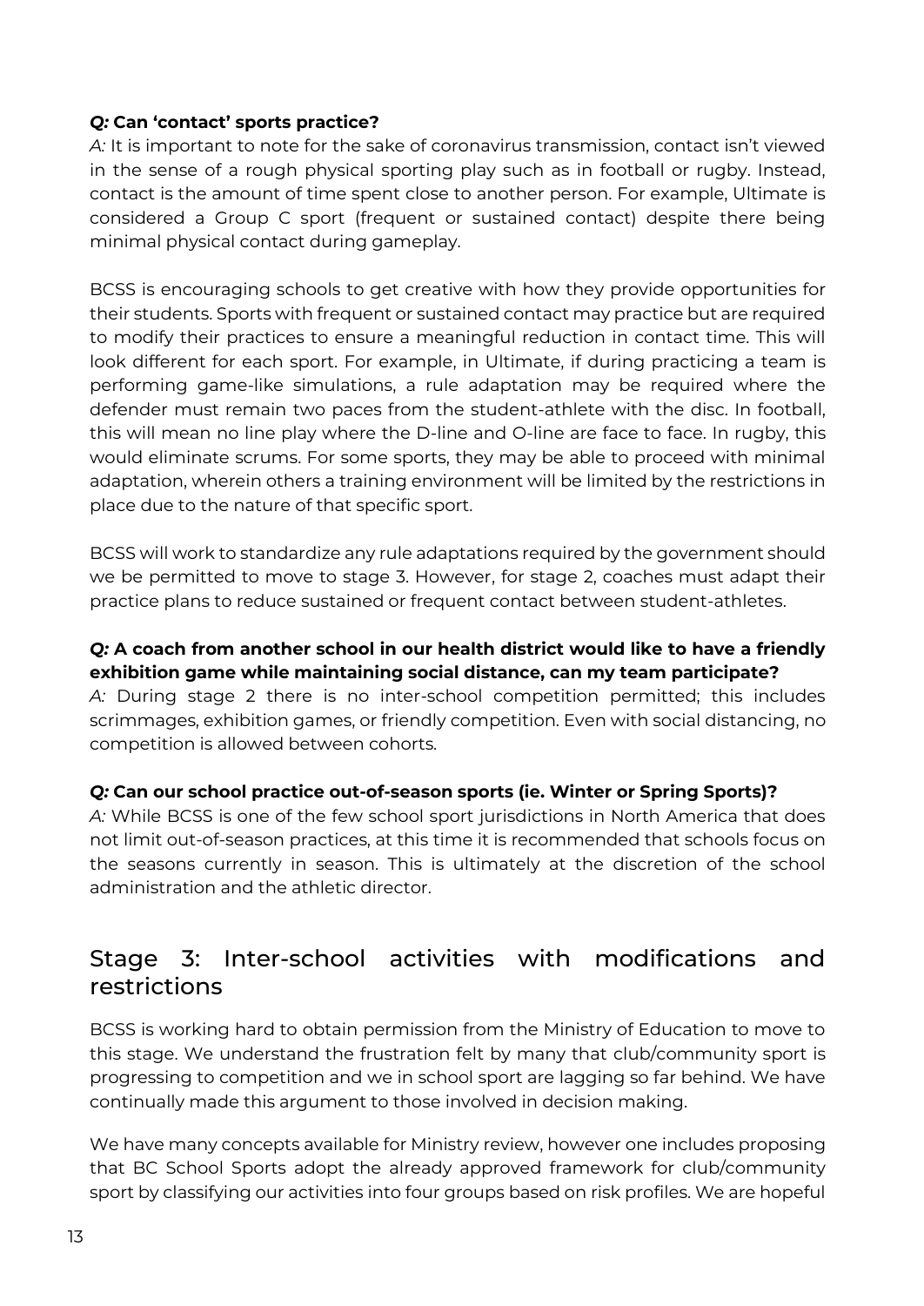***Q:* Can 'contact' sports practice?**

*A:* It is important to note for the sake of coronavirus transmission, contact isn't viewed in the sense of a rough physical sporting play such as in football or rugby. Instead, contact is the amount of time spent close to another person. For example, Ultimate is considered a Group C sport (frequent or sustained contact) despite there being minimal physical contact during gameplay.

BCSS is encouraging schools to get creative with how they provide opportunities for their students. Sports with frequent or sustained contact may practice but are required to modify their practices to ensure a meaningful reduction in contact time. This will look different for each sport. For example, in Ultimate, if during practicing a team is performing game-like simulations, a rule adaptation may be required where the defender must remain two paces from the student-athlete with the disc. In football, this will mean no line play where the D-line and O-line are face to face. In rugby, this would eliminate scrums. For some sports, they may be able to proceed with minimal adaptation, wherein others a training environment will be limited by the restrictions in place due to the nature of that specific sport.

BCSS will work to standardize any rule adaptations required by the government should we be permitted to move to stage 3. However, for stage 2, coaches must adapt their practice plans to reduce sustained or frequent contact between student-athletes.

***Q:* A coach from another school in our health district would like to have a friendly exhibition game while maintaining social distance, can my team participate?**

*A:* During stage 2 there is no inter-school competition permitted; this includes scrimmages, exhibition games, or friendly competition. Even with social distancing, no competition is allowed between cohorts.

***Q:* Can our school practice out-of-season sports (ie. Winter or Spring Sports)?**

*A:* While BCSS is one of the few school sport jurisdictions in North America that does not limit out-of-season practices, at this time it is recommended that schools focus on the seasons currently in season. This is ultimately at the discretion of the school administration and the athletic director.

## Stage 3: Inter-school activities with modifications and restrictions

BCSS is working hard to obtain permission from the Ministry of Education to move to this stage. We understand the frustration felt by many that club/community sport is progressing to competition and we in school sport are lagging so far behind. We have continually made this argument to those involved in decision making.

We have many concepts available for Ministry review, however one includes proposing that BC School Sports adopt the already approved framework for club/community sport by classifying our activities into four groups based on risk profiles. We are hopeful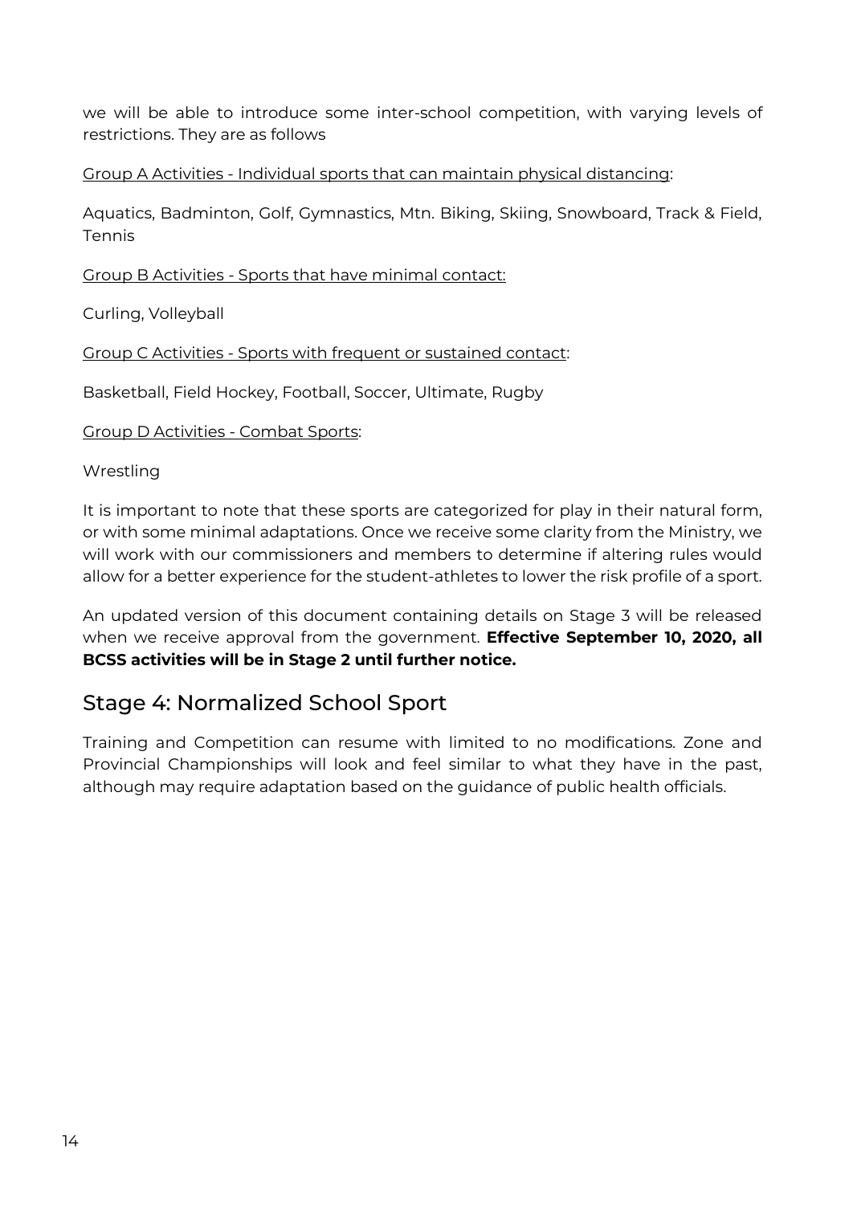we will be able to introduce some inter-school competition, with varying levels of restrictions. They are as follows

Group A Activities - Individual sports that can maintain physical distancing:

Aquatics, Badminton, Golf, Gymnastics, Mtn. Biking, Skiing, Snowboard, Track & Field, Tennis

Group B Activities - Sports that have minimal contact:

Curling, Volleyball

Group C Activities - Sports with frequent or sustained contact:

Basketball, Field Hockey, Football, Soccer, Ultimate, Rugby

Group D Activities - Combat Sports:

Wrestling

It is important to note that these sports are categorized for play in their natural form, or with some minimal adaptations. Once we receive some clarity from the Ministry, we will work with our commissioners and members to determine if altering rules would allow for a better experience for the student-athletes to lower the risk profile of a sport.

An updated version of this document containing details on Stage 3 will be released when we receive approval from the government. **Effective September 10, 2020, all BCSS activities will be in Stage 2 until further notice.**

## Stage 4: Normalized School Sport

Training and Competition can resume with limited to no modifications. Zone and Provincial Championships will look and feel similar to what they have in the past, although may require adaptation based on the guidance of public health officials.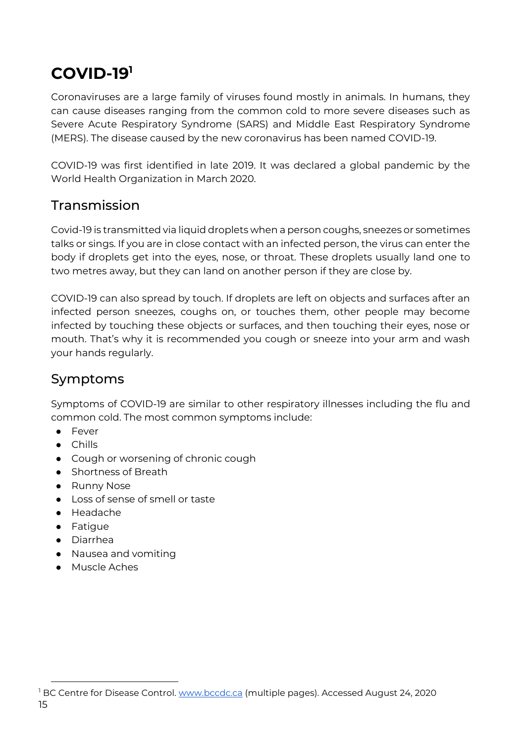# COVID-19[1]

Coronaviruses are a large family of viruses found mostly in animals. In humans, they can cause diseases ranging from the common cold to more severe diseases such as Severe Acute Respiratory Syndrome (SARS) and Middle East Respiratory Syndrome (MERS). The disease caused by the new coronavirus has been named COVID-19.

COVID-19 was first identified in late 2019. It was declared a global pandemic by the World Health Organization in March 2020.

## Transmission

Covid-19 is transmitted via liquid droplets when a person coughs, sneezes or sometimes talks or sings. If you are in close contact with an infected person, the virus can enter the body if droplets get into the eyes, nose, or throat. These droplets usually land one to two metres away, but they can land on another person if they are close by.

COVID-19 can also spread by touch. If droplets are left on objects and surfaces after an infected person sneezes, coughs on, or touches them, other people may become infected by touching these objects or surfaces, and then touching their eyes, nose or mouth. That's why it is recommended you cough or sneeze into your arm and wash your hands regularly.

## Symptoms

Symptoms of COVID-19 are similar to other respiratory illnesses including the flu and common cold. The most common symptoms include:

- Fever
- Chills
- Cough or worsening of chronic cough
- Shortness of Breath
- Runny Nose
- Loss of sense of smell or taste
- Headache
- Fatigue
- Diarrhea
- Nausea and vomiting
- Muscle Aches

[1] BC Centre for Disease Control. www.bccdc.ca (multiple pages). Accessed August 24, 2020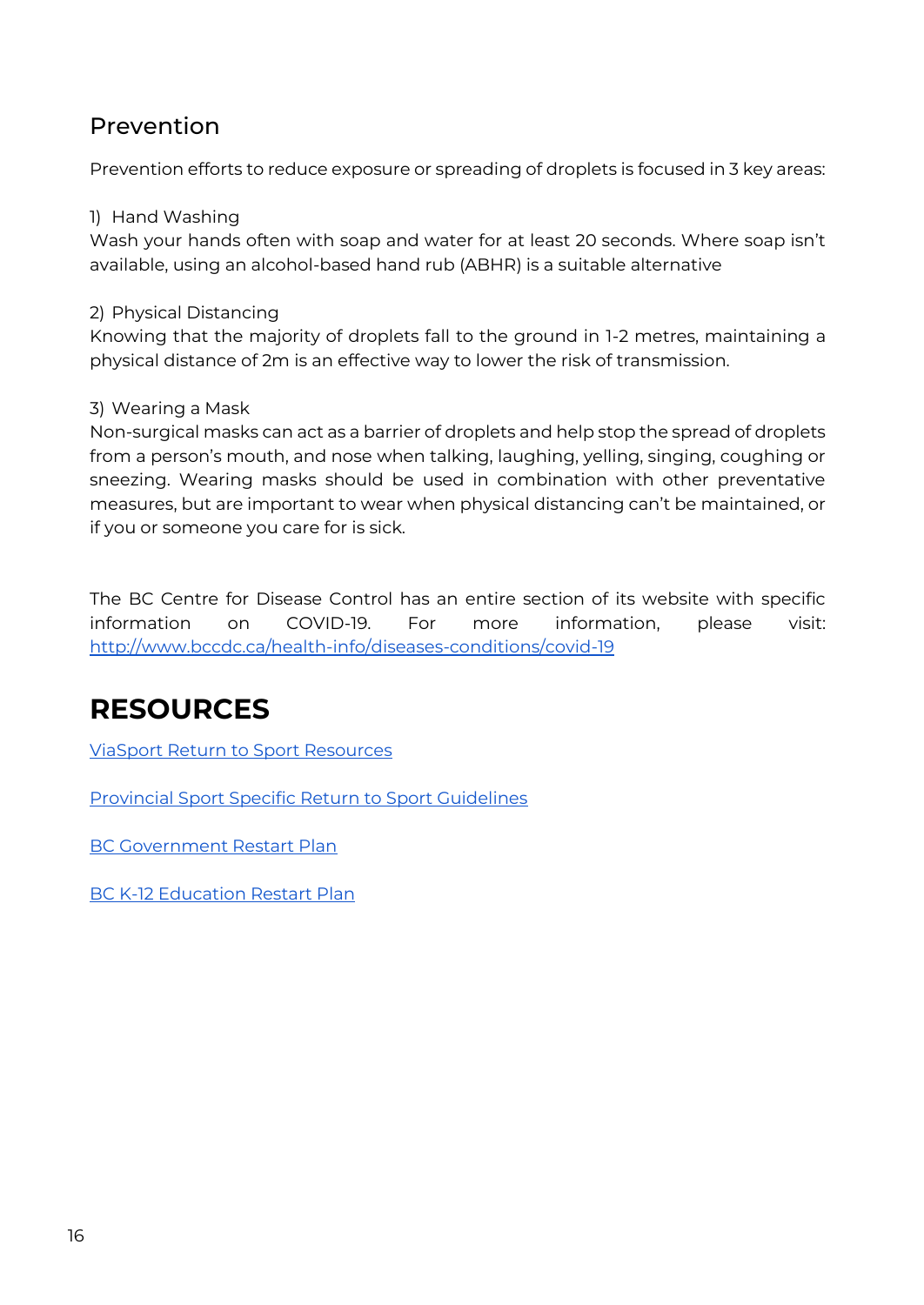## Prevention

Prevention efforts to reduce exposure or spreading of droplets is focused in 3 key areas:

1) Hand Washing
Wash your hands often with soap and water for at least 20 seconds. Where soap isn't available, using an alcohol-based hand rub (ABHR) is a suitable alternative

2) Physical Distancing
Knowing that the majority of droplets fall to the ground in 1-2 metres, maintaining a physical distance of 2m is an effective way to lower the risk of transmission.

3) Wearing a Mask
Non-surgical masks can act as a barrier of droplets and help stop the spread of droplets from a person's mouth, and nose when talking, laughing, yelling, singing, coughing or sneezing. Wearing masks should be used in combination with other preventative measures, but are important to wear when physical distancing can't be maintained, or if you or someone you care for is sick.

The BC Centre for Disease Control has an entire section of its website with specific information on COVID-19. For more information, please visit: http://www.bccdc.ca/health-info/diseases-conditions/covid-19

# RESOURCES

ViaSport Return to Sport Resources

Provincial Sport Specific Return to Sport Guidelines

BC Government Restart Plan

BC K-12 Education Restart Plan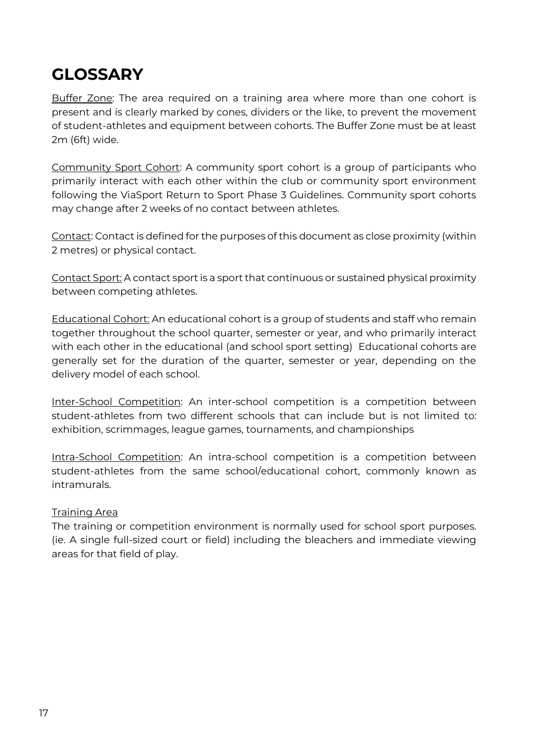# GLOSSARY

Buffer Zone: The area required on a training area where more than one cohort is present and is clearly marked by cones, dividers or the like, to prevent the movement of student-athletes and equipment between cohorts. The Buffer Zone must be at least 2m (6ft) wide.

Community Sport Cohort: A community sport cohort is a group of participants who primarily interact with each other within the club or community sport environment following the ViaSport Return to Sport Phase 3 Guidelines. Community sport cohorts may change after 2 weeks of no contact between athletes.

Contact: Contact is defined for the purposes of this document as close proximity (within 2 metres) or physical contact.

Contact Sport: A contact sport is a sport that continuous or sustained physical proximity between competing athletes.

Educational Cohort: An educational cohort is a group of students and staff who remain together throughout the school quarter, semester or year, and who primarily interact with each other in the educational (and school sport setting) Educational cohorts are generally set for the duration of the quarter, semester or year, depending on the delivery model of each school.

Inter-School Competition: An inter-school competition is a competition between student-athletes from two different schools that can include but is not limited to: exhibition, scrimmages, league games, tournaments, and championships

Intra-School Competition: An intra-school competition is a competition between student-athletes from the same school/educational cohort, commonly known as intramurals.

Training Area

The training or competition environment is normally used for school sport purposes. (ie. A single full-sized court or field) including the bleachers and immediate viewing areas for that field of play.